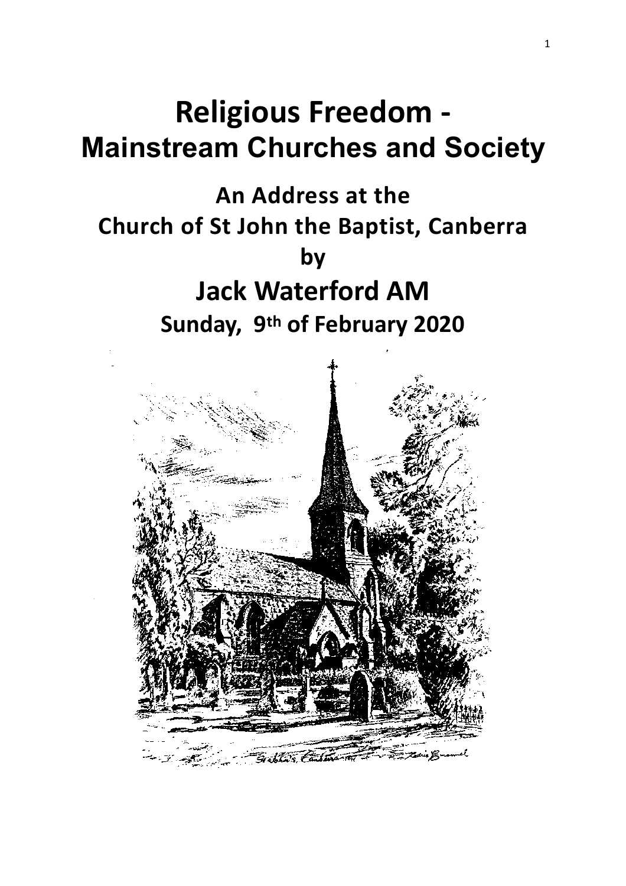# Religious Freedom - Mainstream Churches and Society

## An Address at the Church of St John the Baptist, Canberra

## by

# Jack Waterford AM

## Sunday, 9th of February 2020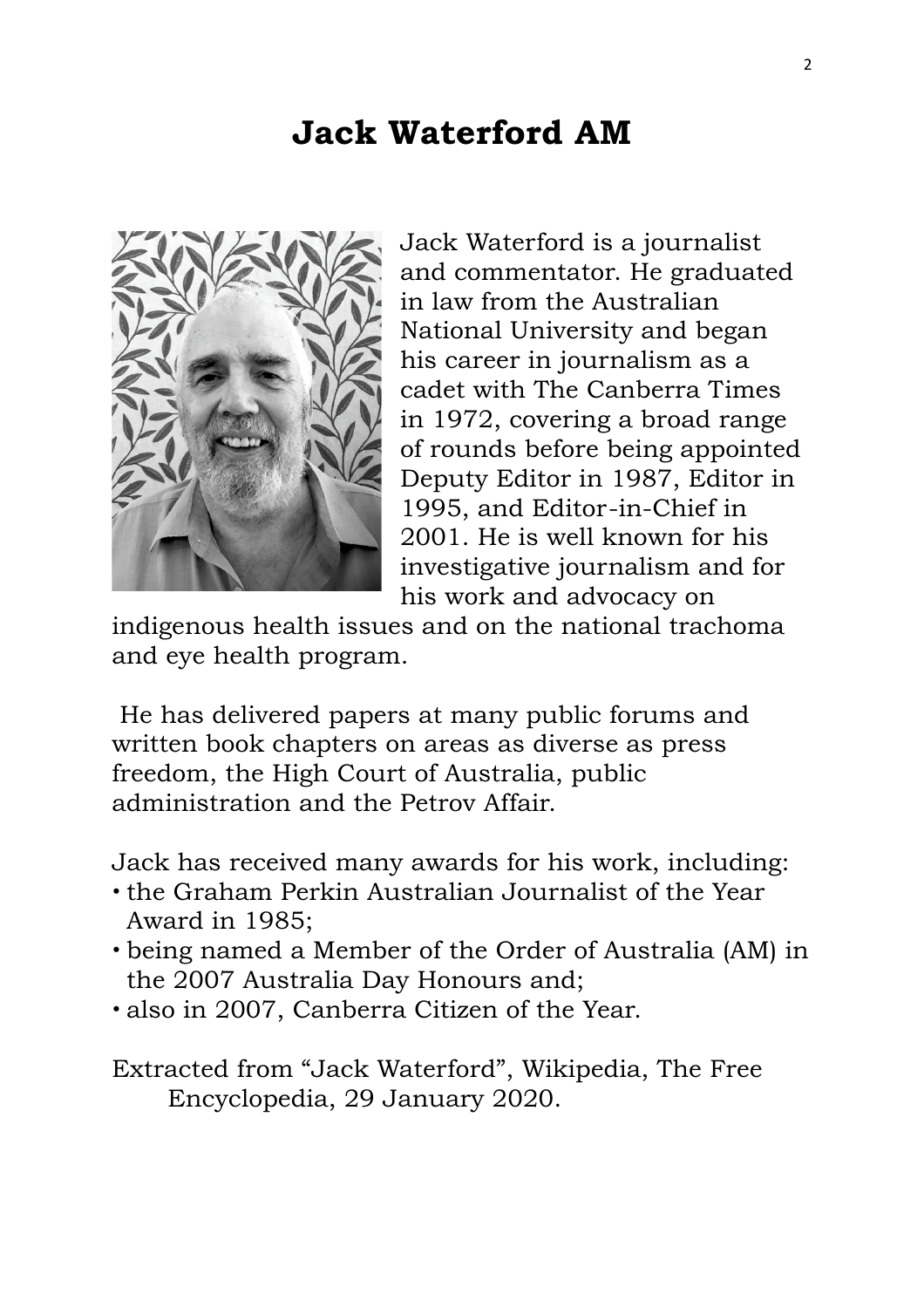# Jack Waterford AM

Jack Waterford is a journalist and commentator. He graduated in law from the Australian National University and began his career in journalism as a cadet with The Canberra Times in 1972, covering a broad range of rounds before being appointed Deputy Editor in 1987, Editor in 1995, and Editor-in-Chief in 2001. He is well known for his investigative journalism and for his work and advocacy on indigenous health issues and on the national trachoma and eye health program.

He has delivered papers at many public forums and written book chapters on areas as diverse as press freedom, the High Court of Australia, public administration and the Petrov Affair.

Jack has received many awards for his work, including:

- the Graham Perkin Australian Journalist of the Year Award in 1985;
- being named a Member of the Order of Australia (AM) in the 2007 Australia Day Honours and;
- also in 2007, Canberra Citizen of the Year.

Extracted from "Jack Waterford", Wikipedia, The Free Encyclopedia, 29 January 2020.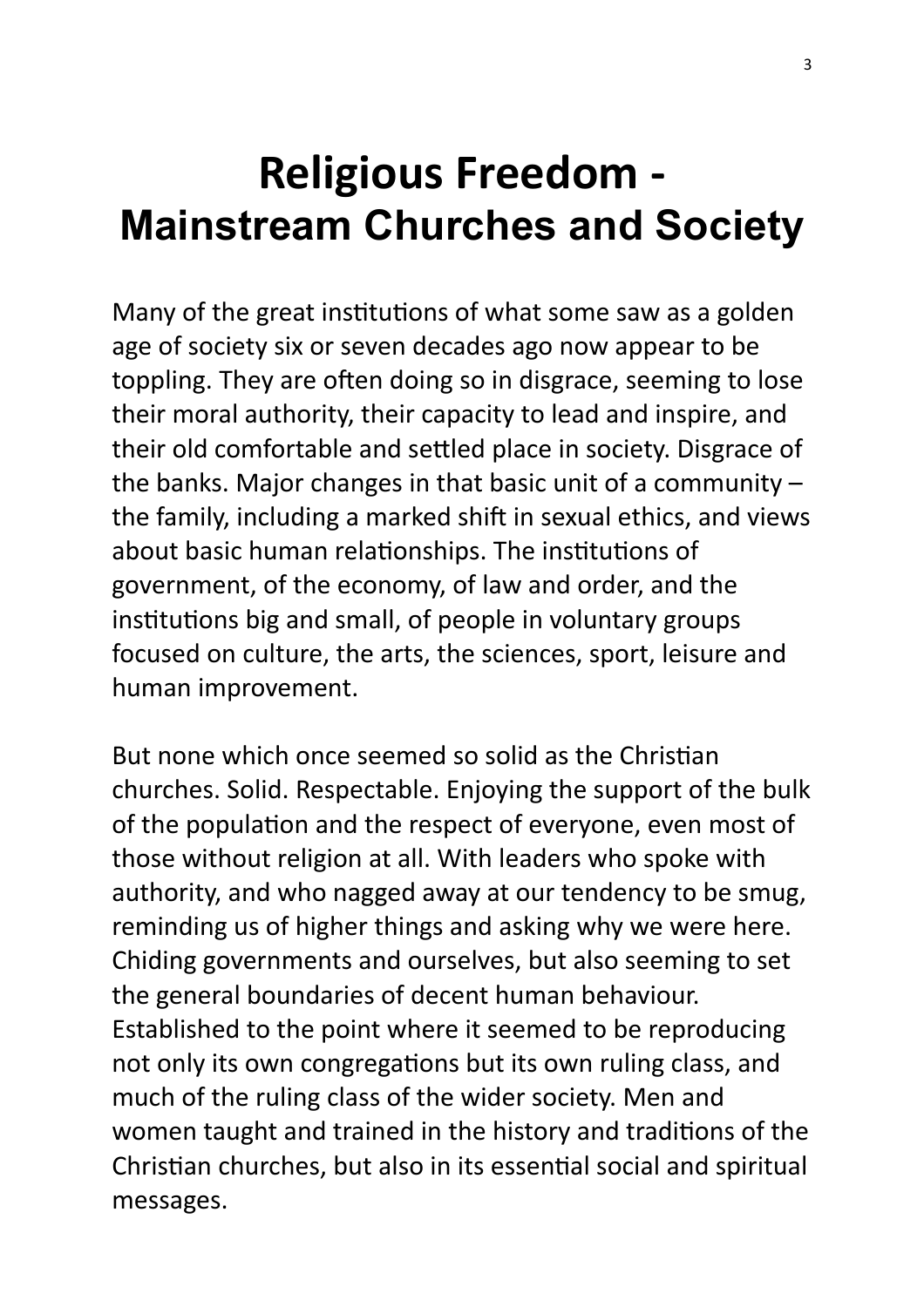# Religious Freedom - Mainstream Churches and Society

Many of the great institutions of what some saw as a golden age of society six or seven decades ago now appear to be toppling. They are often doing so in disgrace, seeming to lose their moral authority, their capacity to lead and inspire, and their old comfortable and settled place in society. Disgrace of the banks. Major changes in that basic unit of a community – the family, including a marked shift in sexual ethics, and views about basic human relationships. The institutions of government, of the economy, of law and order, and the institutions big and small, of people in voluntary groups focused on culture, the arts, the sciences, sport, leisure and human improvement.

But none which once seemed so solid as the Christian churches. Solid. Respectable. Enjoying the support of the bulk of the population and the respect of everyone, even most of those without religion at all. With leaders who spoke with authority, and who nagged away at our tendency to be smug, reminding us of higher things and asking why we were here. Chiding governments and ourselves, but also seeming to set the general boundaries of decent human behaviour. Established to the point where it seemed to be reproducing not only its own congregations but its own ruling class, and much of the ruling class of the wider society. Men and women taught and trained in the history and traditions of the Christian churches, but also in its essential social and spiritual messages.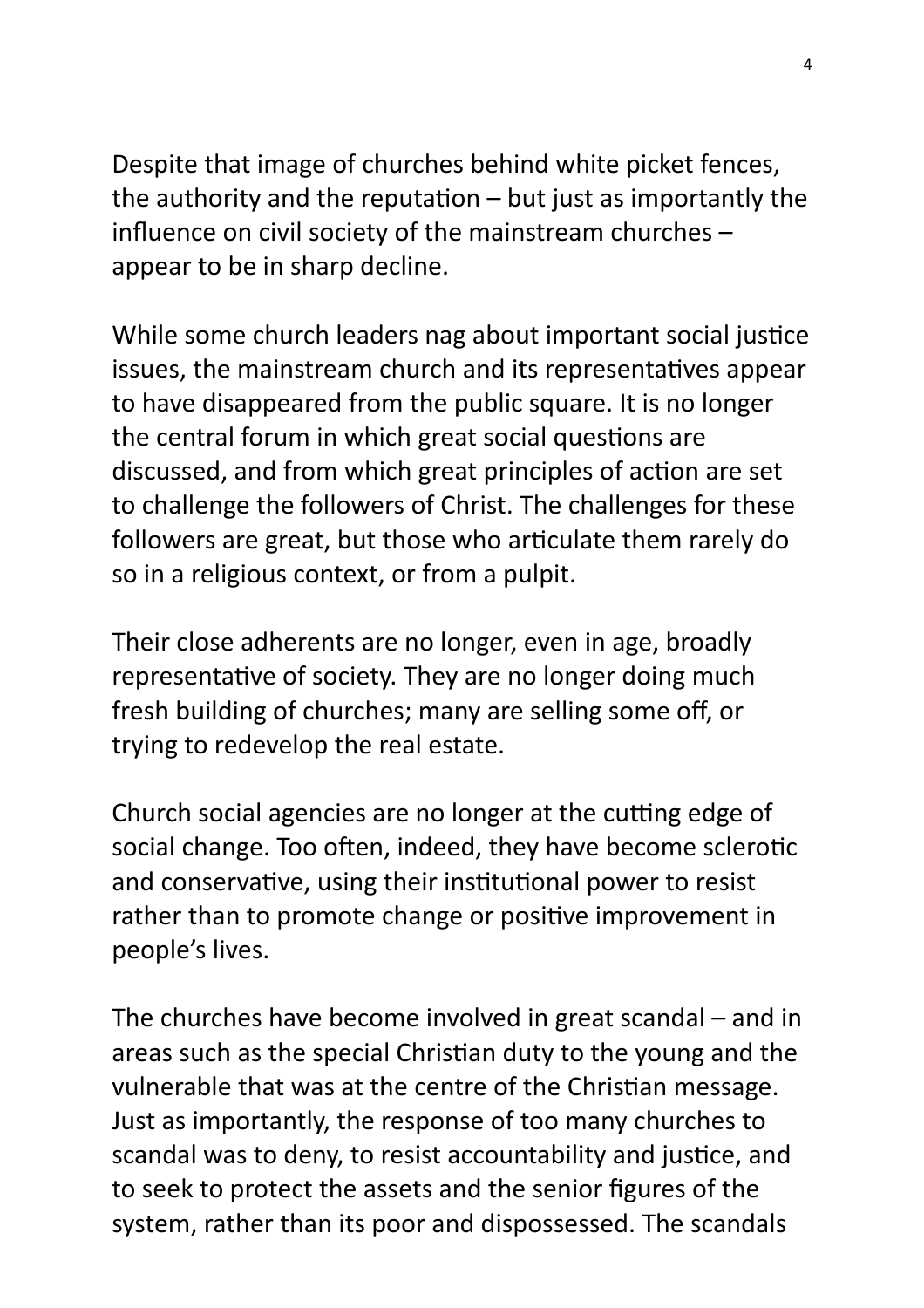Despite that image of churches behind white picket fences, the authority and the reputation – but just as importantly the influence on civil society of the mainstream churches – appear to be in sharp decline.

While some church leaders nag about important social justice issues, the mainstream church and its representatives appear to have disappeared from the public square. It is no longer the central forum in which great social questions are discussed, and from which great principles of action are set to challenge the followers of Christ. The challenges for these followers are great, but those who articulate them rarely do so in a religious context, or from a pulpit.

Their close adherents are no longer, even in age, broadly representative of society. They are no longer doing much fresh building of churches; many are selling some off, or trying to redevelop the real estate.

Church social agencies are no longer at the cutting edge of social change. Too often, indeed, they have become sclerotic and conservative, using their institutional power to resist rather than to promote change or positive improvement in people's lives.

The churches have become involved in great scandal – and in areas such as the special Christian duty to the young and the vulnerable that was at the centre of the Christian message. Just as importantly, the response of too many churches to scandal was to deny, to resist accountability and justice, and to seek to protect the assets and the senior figures of the system, rather than its poor and dispossessed. The scandals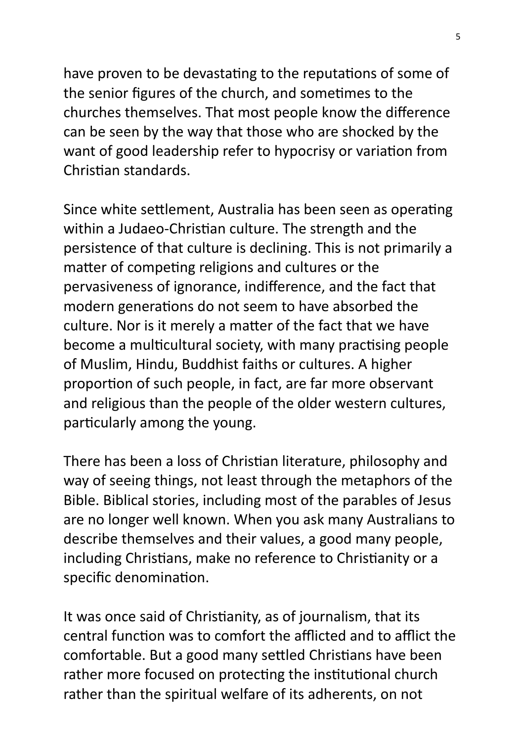have proven to be devastating to the reputations of some of the senior figures of the church, and sometimes to the churches themselves. That most people know the difference can be seen by the way that those who are shocked by the want of good leadership refer to hypocrisy or variation from Christian standards.

Since white settlement, Australia has been seen as operating within a Judaeo-Christian culture. The strength and the persistence of that culture is declining. This is not primarily a matter of competing religions and cultures or the pervasiveness of ignorance, indifference, and the fact that modern generations do not seem to have absorbed the culture. Nor is it merely a matter of the fact that we have become a multicultural society, with many practising people of Muslim, Hindu, Buddhist faiths or cultures. A higher proportion of such people, in fact, are far more observant and religious than the people of the older western cultures, particularly among the young.

There has been a loss of Christian literature, philosophy and way of seeing things, not least through the metaphors of the Bible. Biblical stories, including most of the parables of Jesus are no longer well known. When you ask many Australians to describe themselves and their values, a good many people, including Christians, make no reference to Christianity or a specific denomination.

It was once said of Christianity, as of journalism, that its central function was to comfort the afflicted and to afflict the comfortable. But a good many settled Christians have been rather more focused on protecting the institutional church rather than the spiritual welfare of its adherents, on not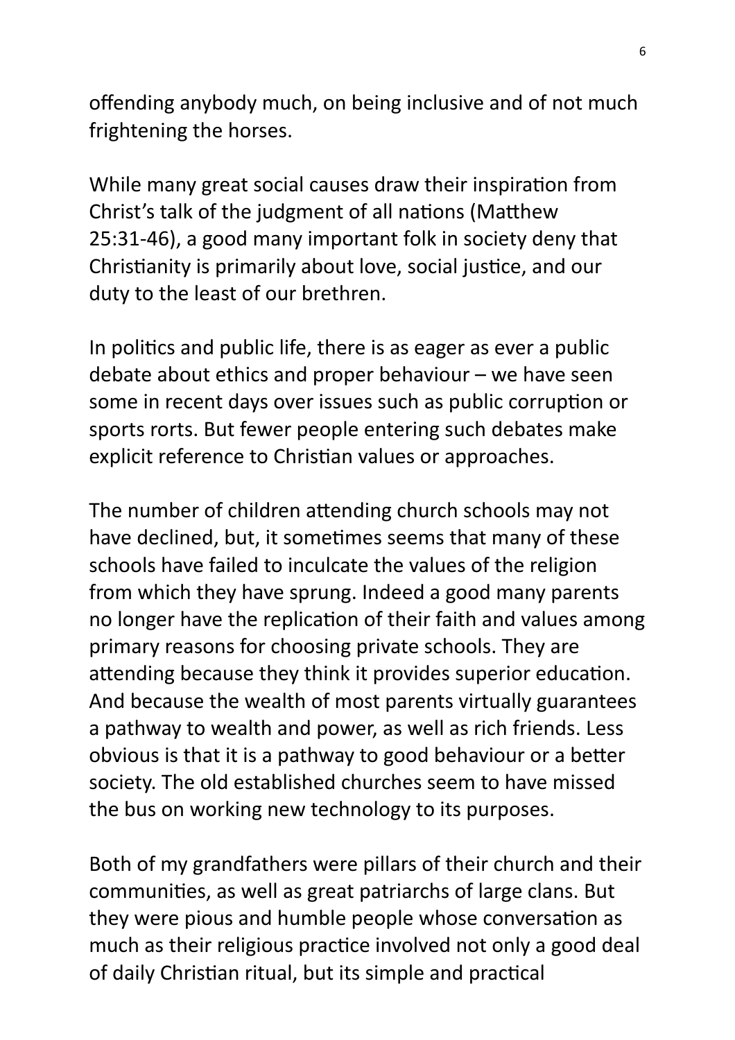offending anybody much, on being inclusive and of not much frightening the horses.

While many great social causes draw their inspiration from Christ's talk of the judgment of all nations (Matthew 25:31-46), a good many important folk in society deny that Christianity is primarily about love, social justice, and our duty to the least of our brethren.

In politics and public life, there is as eager as ever a public debate about ethics and proper behaviour – we have seen some in recent days over issues such as public corruption or sports rorts. But fewer people entering such debates make explicit reference to Christian values or approaches.

The number of children attending church schools may not have declined, but, it sometimes seems that many of these schools have failed to inculcate the values of the religion from which they have sprung. Indeed a good many parents no longer have the replication of their faith and values among primary reasons for choosing private schools. They are attending because they think it provides superior education. And because the wealth of most parents virtually guarantees a pathway to wealth and power, as well as rich friends. Less obvious is that it is a pathway to good behaviour or a better society. The old established churches seem to have missed the bus on working new technology to its purposes.

Both of my grandfathers were pillars of their church and their communities, as well as great patriarchs of large clans. But they were pious and humble people whose conversation as much as their religious practice involved not only a good deal of daily Christian ritual, but its simple and practical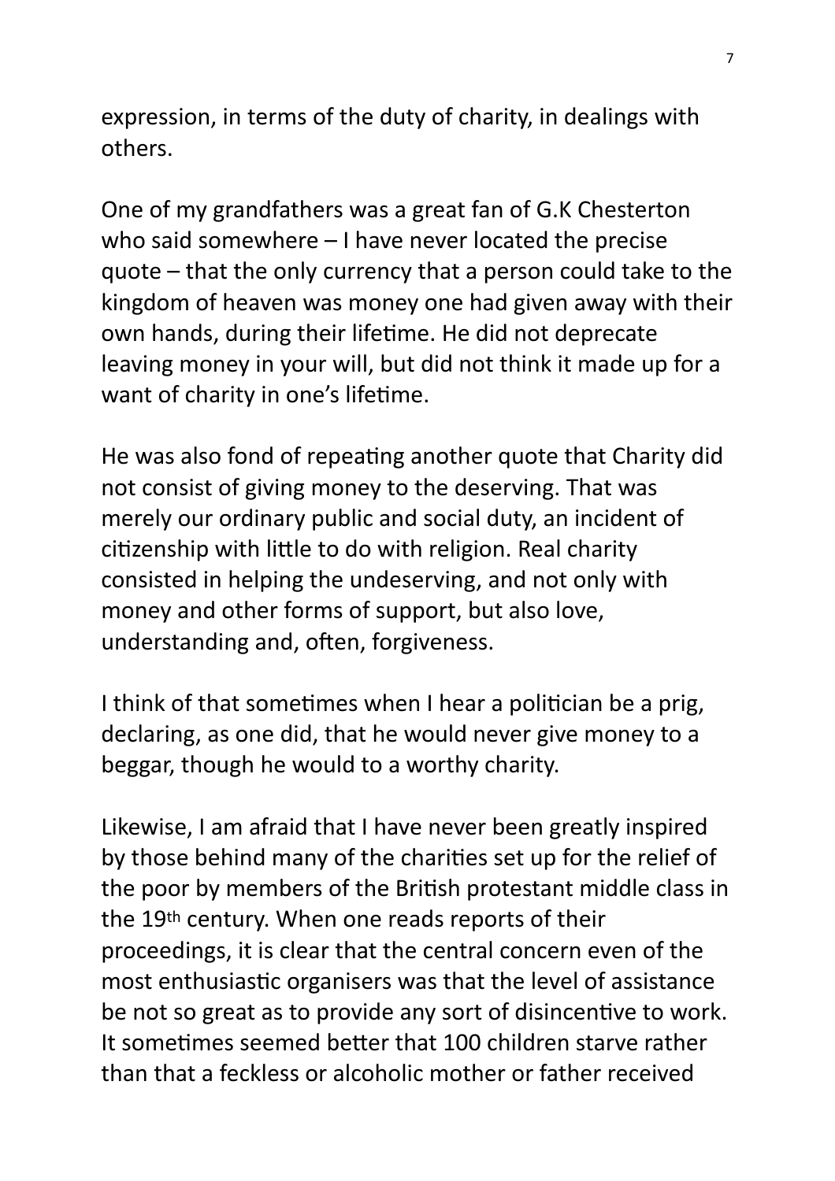expression, in terms of the duty of charity, in dealings with others.

One of my grandfathers was a great fan of G.K Chesterton who said somewhere – I have never located the precise quote – that the only currency that a person could take to the kingdom of heaven was money one had given away with their own hands, during their lifetime. He did not deprecate leaving money in your will, but did not think it made up for a want of charity in one's lifetime.

He was also fond of repeating another quote that Charity did not consist of giving money to the deserving. That was merely our ordinary public and social duty, an incident of citizenship with little to do with religion. Real charity consisted in helping the undeserving, and not only with money and other forms of support, but also love, understanding and, often, forgiveness.

I think of that sometimes when I hear a politician be a prig, declaring, as one did, that he would never give money to a beggar, though he would to a worthy charity.

Likewise, I am afraid that I have never been greatly inspired by those behind many of the charities set up for the relief of the poor by members of the British protestant middle class in the 19th century. When one reads reports of their proceedings, it is clear that the central concern even of the most enthusiastic organisers was that the level of assistance be not so great as to provide any sort of disincentive to work. It sometimes seemed better that 100 children starve rather than that a feckless or alcoholic mother or father received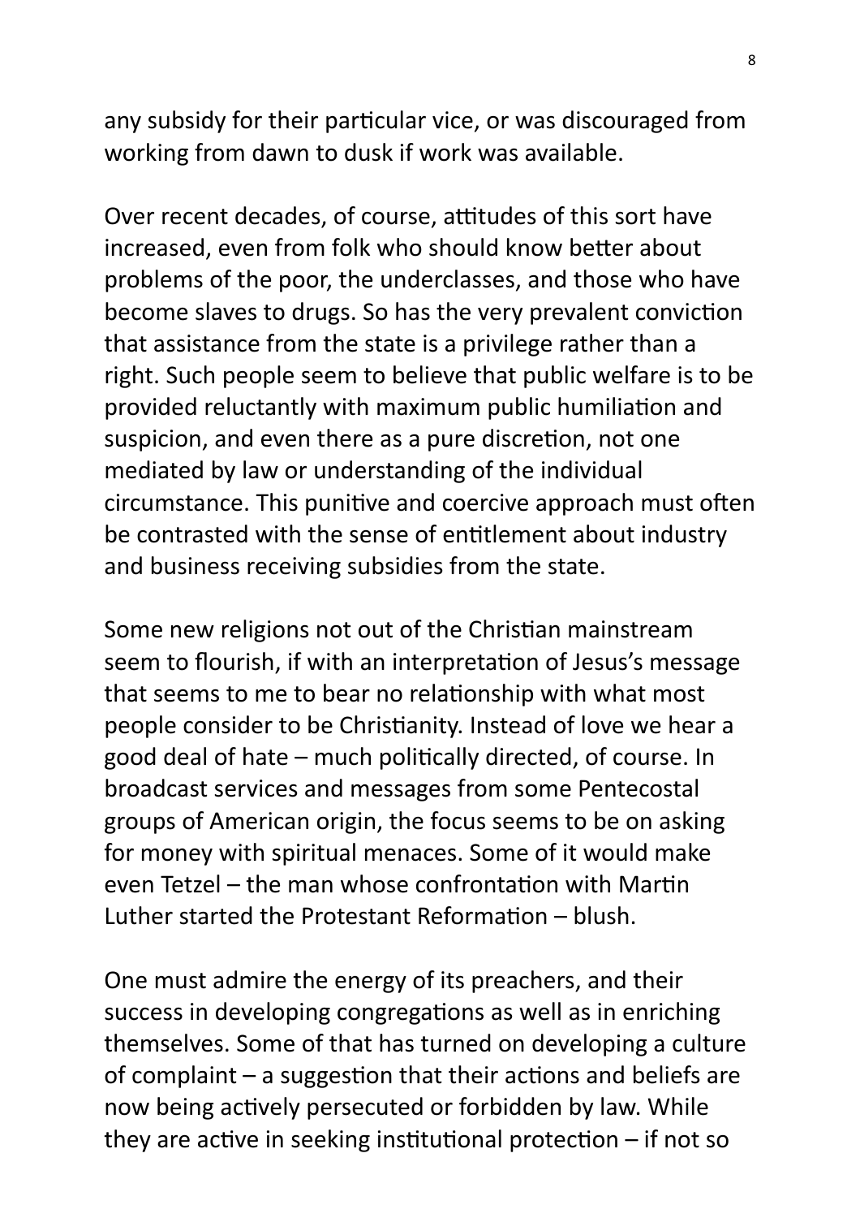any subsidy for their particular vice, or was discouraged from working from dawn to dusk if work was available.

Over recent decades, of course, attitudes of this sort have increased, even from folk who should know better about problems of the poor, the underclasses, and those who have become slaves to drugs. So has the very prevalent conviction that assistance from the state is a privilege rather than a right. Such people seem to believe that public welfare is to be provided reluctantly with maximum public humiliation and suspicion, and even there as a pure discretion, not one mediated by law or understanding of the individual circumstance. This punitive and coercive approach must often be contrasted with the sense of entitlement about industry and business receiving subsidies from the state.

Some new religions not out of the Christian mainstream seem to flourish, if with an interpretation of Jesus's message that seems to me to bear no relationship with what most people consider to be Christianity. Instead of love we hear a good deal of hate – much politically directed, of course. In broadcast services and messages from some Pentecostal groups of American origin, the focus seems to be on asking for money with spiritual menaces. Some of it would make even Tetzel – the man whose confrontation with Martin Luther started the Protestant Reformation – blush.

One must admire the energy of its preachers, and their success in developing congregations as well as in enriching themselves. Some of that has turned on developing a culture of complaint – a suggestion that their actions and beliefs are now being actively persecuted or forbidden by law. While they are active in seeking institutional protection – if not so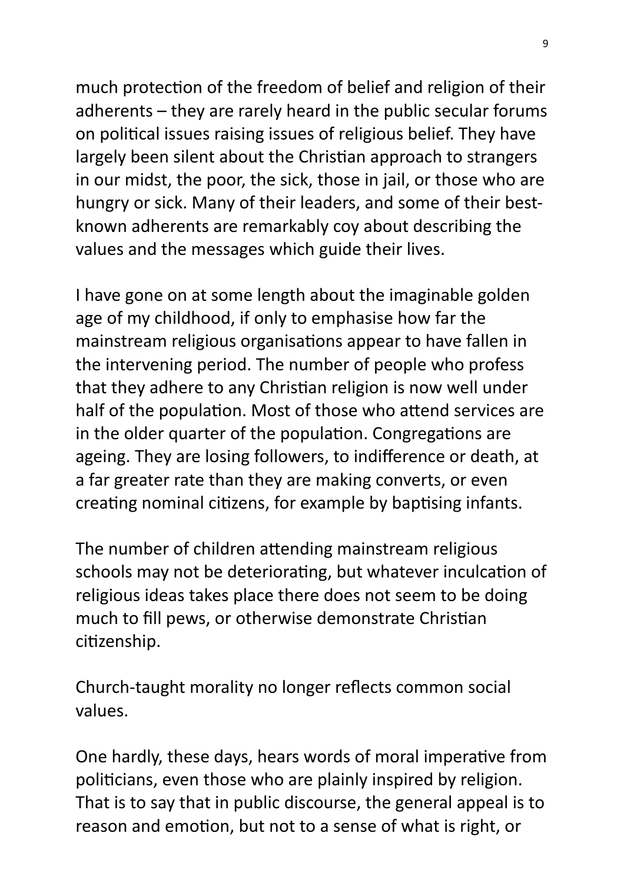much protection of the freedom of belief and religion of their adherents – they are rarely heard in the public secular forums on political issues raising issues of religious belief. They have largely been silent about the Christian approach to strangers in our midst, the poor, the sick, those in jail, or those who are hungry or sick. Many of their leaders, and some of their best-known adherents are remarkably coy about describing the values and the messages which guide their lives.

I have gone on at some length about the imaginable golden age of my childhood, if only to emphasise how far the mainstream religious organisations appear to have fallen in the intervening period. The number of people who profess that they adhere to any Christian religion is now well under half of the population. Most of those who attend services are in the older quarter of the population. Congregations are ageing. They are losing followers, to indifference or death, at a far greater rate than they are making converts, or even creating nominal citizens, for example by baptising infants.

The number of children attending mainstream religious schools may not be deteriorating, but whatever inculcation of religious ideas takes place there does not seem to be doing much to fill pews, or otherwise demonstrate Christian citizenship.

Church-taught morality no longer reflects common social values.

One hardly, these days, hears words of moral imperative from politicians, even those who are plainly inspired by religion. That is to say that in public discourse, the general appeal is to reason and emotion, but not to a sense of what is right, or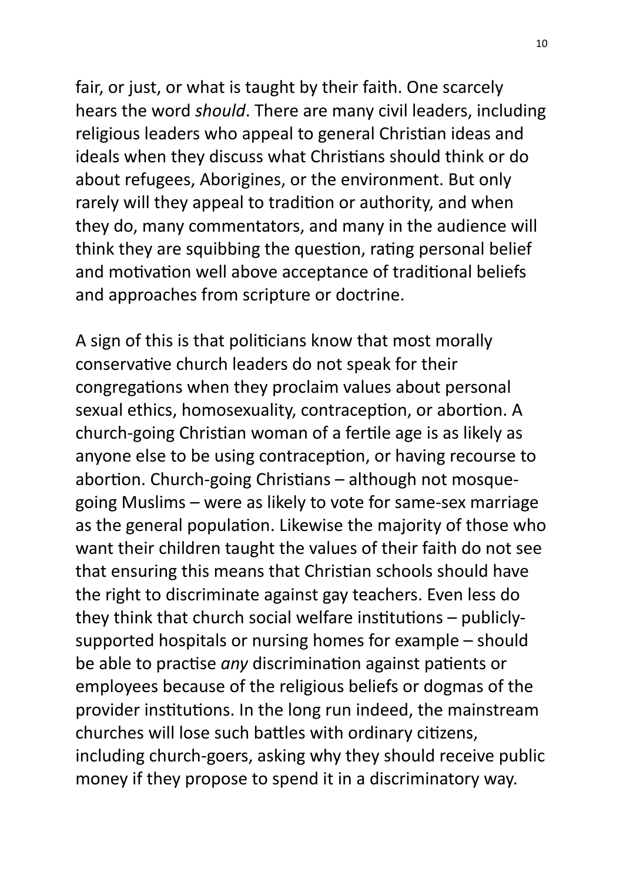fair, or just, or what is taught by their faith. One scarcely hears the word *should*. There are many civil leaders, including religious leaders who appeal to general Christian ideas and ideals when they discuss what Christians should think or do about refugees, Aborigines, or the environment. But only rarely will they appeal to tradition or authority, and when they do, many commentators, and many in the audience will think they are squibbing the question, rating personal belief and motivation well above acceptance of traditional beliefs and approaches from scripture or doctrine.

A sign of this is that politicians know that most morally conservative church leaders do not speak for their congregations when they proclaim values about personal sexual ethics, homosexuality, contraception, or abortion. A church-going Christian woman of a fertile age is as likely as anyone else to be using contraception, or having recourse to abortion. Church-going Christians – although not mosque-going Muslims – were as likely to vote for same-sex marriage as the general population. Likewise the majority of those who want their children taught the values of their faith do not see that ensuring this means that Christian schools should have the right to discriminate against gay teachers. Even less do they think that church social welfare institutions – publicly-supported hospitals or nursing homes for example – should be able to practise *any* discrimination against patients or employees because of the religious beliefs or dogmas of the provider institutions. In the long run indeed, the mainstream churches will lose such battles with ordinary citizens, including church-goers, asking why they should receive public money if they propose to spend it in a discriminatory way.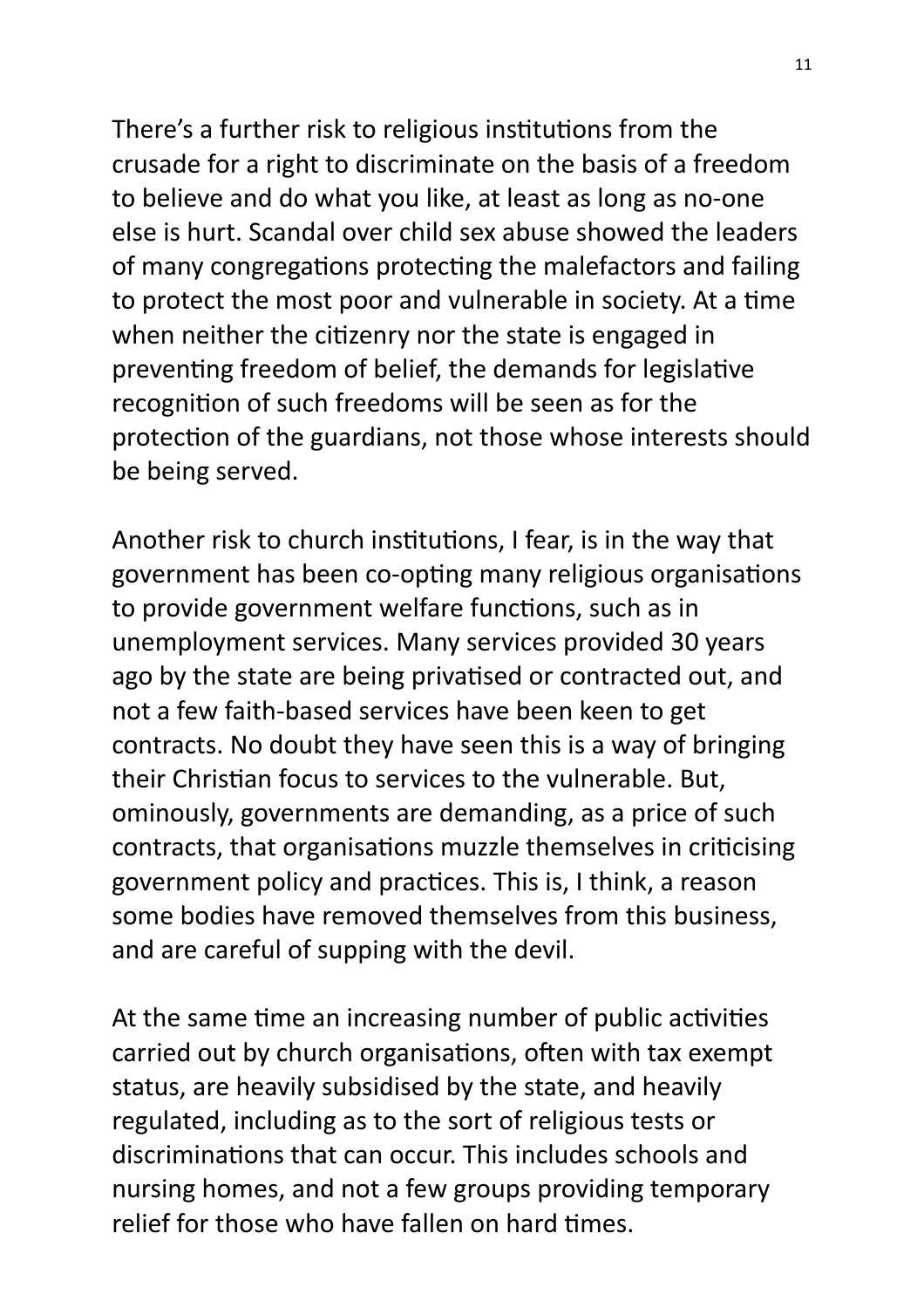There's a further risk to religious institutions from the crusade for a right to discriminate on the basis of a freedom to believe and do what you like, at least as long as no-one else is hurt. Scandal over child sex abuse showed the leaders of many congregations protecting the malefactors and failing to protect the most poor and vulnerable in society. At a time when neither the citizenry nor the state is engaged in preventing freedom of belief, the demands for legislative recognition of such freedoms will be seen as for the protection of the guardians, not those whose interests should be being served.

Another risk to church institutions, I fear, is in the way that government has been co-opting many religious organisations to provide government welfare functions, such as in unemployment services. Many services provided 30 years ago by the state are being privatised or contracted out, and not a few faith-based services have been keen to get contracts. No doubt they have seen this is a way of bringing their Christian focus to services to the vulnerable. But, ominously, governments are demanding, as a price of such contracts, that organisations muzzle themselves in criticising government policy and practices. This is, I think, a reason some bodies have removed themselves from this business, and are careful of supping with the devil.

At the same time an increasing number of public activities carried out by church organisations, often with tax exempt status, are heavily subsidised by the state, and heavily regulated, including as to the sort of religious tests or discriminations that can occur. This includes schools and nursing homes, and not a few groups providing temporary relief for those who have fallen on hard times.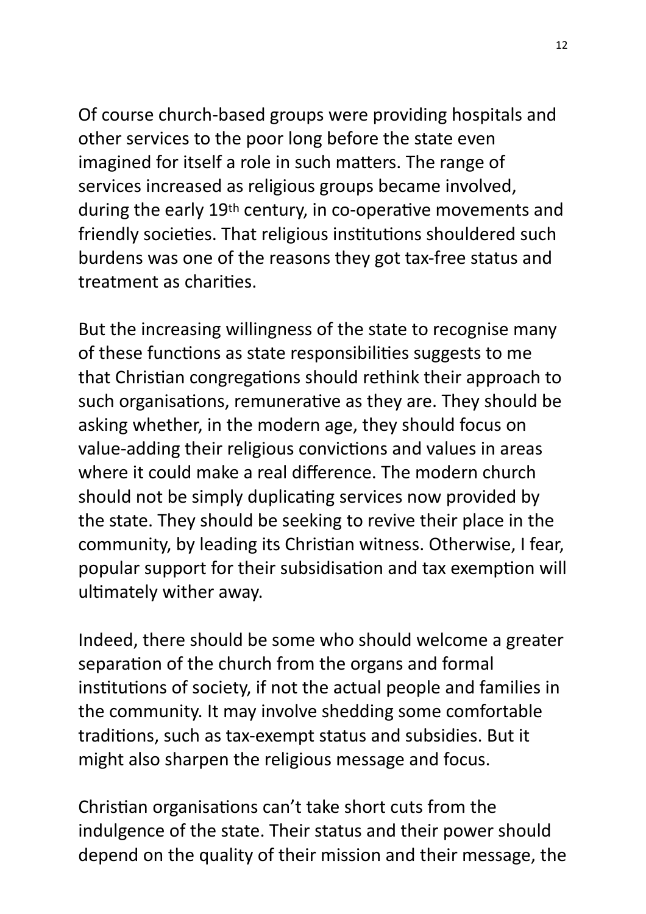Of course church-based groups were providing hospitals and other services to the poor long before the state even imagined for itself a role in such matters. The range of services increased as religious groups became involved, during the early 19th century, in co-operative movements and friendly societies. That religious institutions shouldered such burdens was one of the reasons they got tax-free status and treatment as charities.

But the increasing willingness of the state to recognise many of these functions as state responsibilities suggests to me that Christian congregations should rethink their approach to such organisations, remunerative as they are. They should be asking whether, in the modern age, they should focus on value-adding their religious convictions and values in areas where it could make a real difference. The modern church should not be simply duplicating services now provided by the state. They should be seeking to revive their place in the community, by leading its Christian witness. Otherwise, I fear, popular support for their subsidisation and tax exemption will ultimately wither away.

Indeed, there should be some who should welcome a greater separation of the church from the organs and formal institutions of society, if not the actual people and families in the community. It may involve shedding some comfortable traditions, such as tax-exempt status and subsidies. But it might also sharpen the religious message and focus.

Christian organisations can't take short cuts from the indulgence of the state. Their status and their power should depend on the quality of their mission and their message, the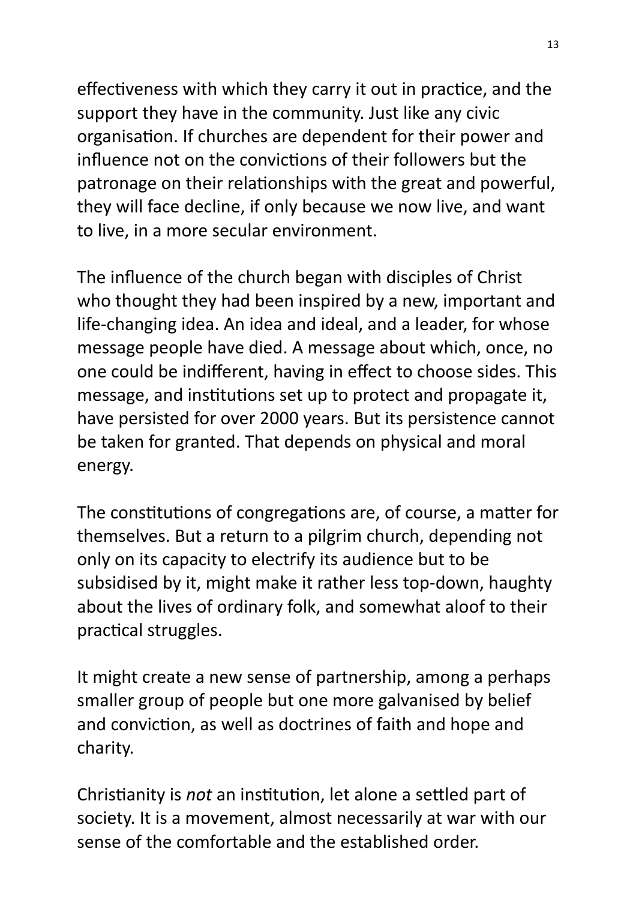effectiveness with which they carry it out in practice, and the support they have in the community. Just like any civic organisation. If churches are dependent for their power and influence not on the convictions of their followers but the patronage on their relationships with the great and powerful, they will face decline, if only because we now live, and want to live, in a more secular environment.

The influence of the church began with disciples of Christ who thought they had been inspired by a new, important and life-changing idea. An idea and ideal, and a leader, for whose message people have died. A message about which, once, no one could be indifferent, having in effect to choose sides. This message, and institutions set up to protect and propagate it, have persisted for over 2000 years. But its persistence cannot be taken for granted. That depends on physical and moral energy.

The constitutions of congregations are, of course, a matter for themselves. But a return to a pilgrim church, depending not only on its capacity to electrify its audience but to be subsidised by it, might make it rather less top-down, haughty about the lives of ordinary folk, and somewhat aloof to their practical struggles.

It might create a new sense of partnership, among a perhaps smaller group of people but one more galvanised by belief and conviction, as well as doctrines of faith and hope and charity.

Christianity is *not* an institution, let alone a settled part of society. It is a movement, almost necessarily at war with our sense of the comfortable and the established order.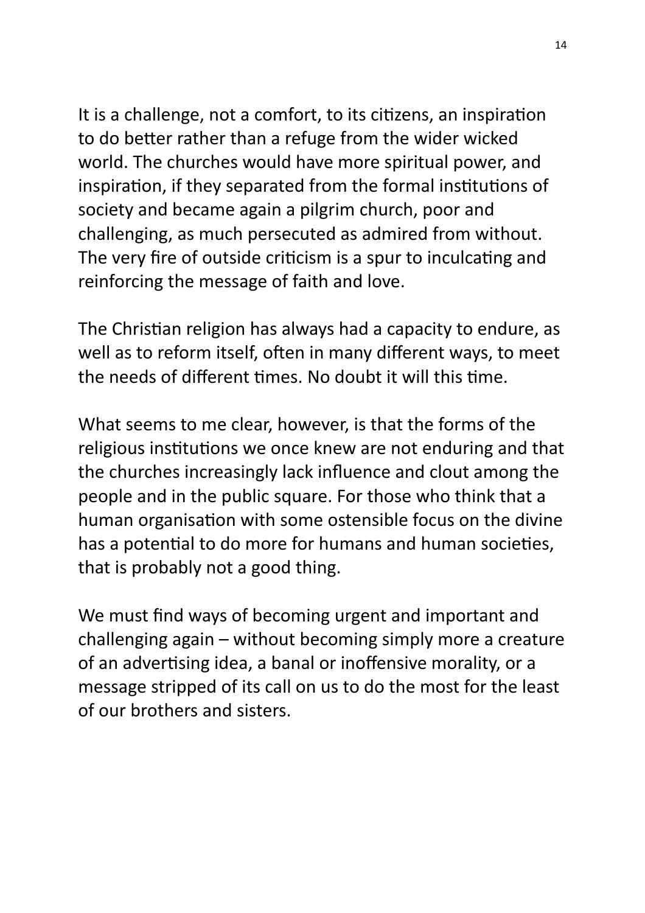It is a challenge, not a comfort, to its citizens, an inspiration to do better rather than a refuge from the wider wicked world. The churches would have more spiritual power, and inspiration, if they separated from the formal institutions of society and became again a pilgrim church, poor and challenging, as much persecuted as admired from without. The very fire of outside criticism is a spur to inculcating and reinforcing the message of faith and love.

The Christian religion has always had a capacity to endure, as well as to reform itself, often in many different ways, to meet the needs of different times. No doubt it will this time.

What seems to me clear, however, is that the forms of the religious institutions we once knew are not enduring and that the churches increasingly lack influence and clout among the people and in the public square. For those who think that a human organisation with some ostensible focus on the divine has a potential to do more for humans and human societies, that is probably not a good thing.

We must find ways of becoming urgent and important and challenging again – without becoming simply more a creature of an advertising idea, a banal or inoffensive morality, or a message stripped of its call on us to do the most for the least of our brothers and sisters.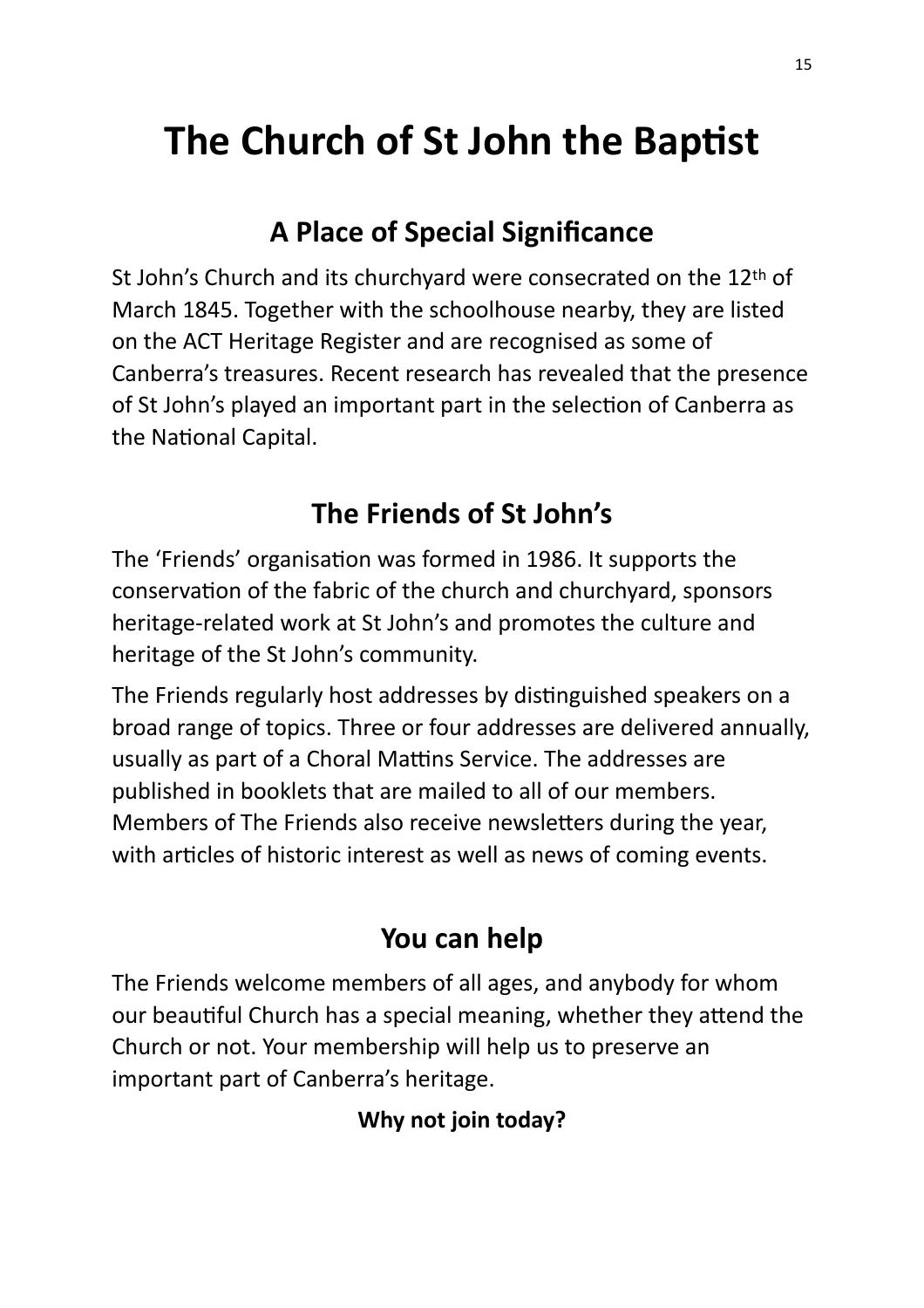# The Church of St John the Baptist

## A Place of Special Significance

St John's Church and its churchyard were consecrated on the 12th of March 1845. Together with the schoolhouse nearby, they are listed on the ACT Heritage Register and are recognised as some of Canberra's treasures. Recent research has revealed that the presence of St John's played an important part in the selection of Canberra as the National Capital.

## The Friends of St John's

The 'Friends' organisation was formed in 1986. It supports the conservation of the fabric of the church and churchyard, sponsors heritage-related work at St John's and promotes the culture and heritage of the St John's community.

The Friends regularly host addresses by distinguished speakers on a broad range of topics. Three or four addresses are delivered annually, usually as part of a Choral Mattins Service. The addresses are published in booklets that are mailed to all of our members. Members of The Friends also receive newsletters during the year, with articles of historic interest as well as news of coming events.

## You can help

The Friends welcome members of all ages, and anybody for whom our beautiful Church has a special meaning, whether they attend the Church or not. Your membership will help us to preserve an important part of Canberra's heritage.

**Why not join today?**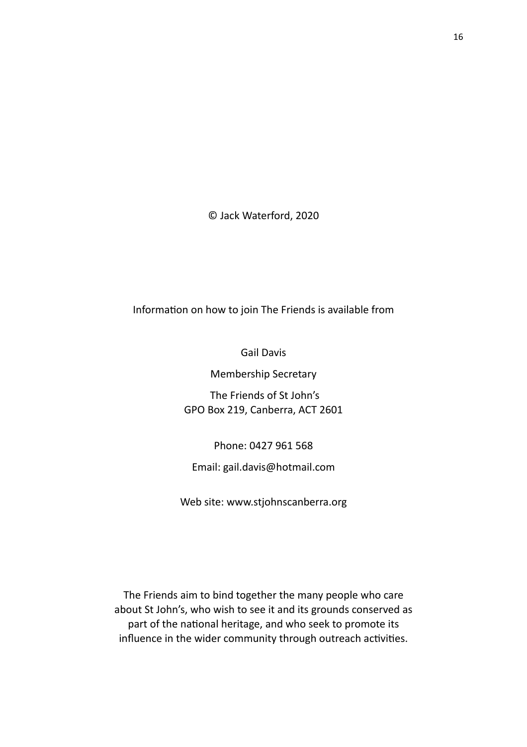© Jack Waterford, 2020

Information on how to join The Friends is available from

Gail Davis

Membership Secretary

The Friends of St John's
GPO Box 219, Canberra, ACT 2601

Phone: 0427 961 568

Email: gail.davis@hotmail.com

Web site: www.stjohnscanberra.org

The Friends aim to bind together the many people who care about St John's, who wish to see it and its grounds conserved as part of the national heritage, and who seek to promote its influence in the wider community through outreach activities.